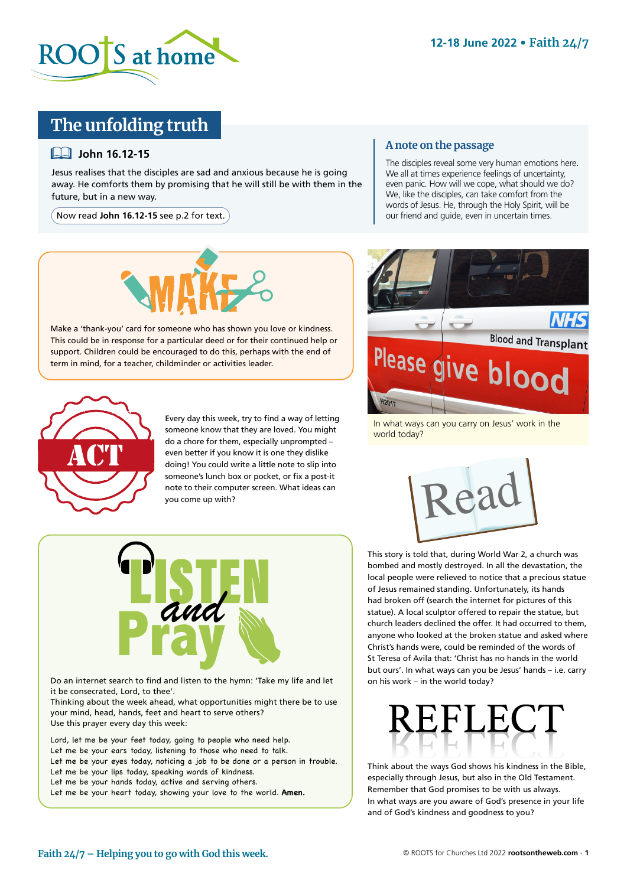# The unfolding truth

## John 16.12-15

Jesus realises that the disciples are sad and anxious because he is going away. He comforts them by promising that he will still be with them in the future, but in a new way.

Now read **John 16.12-15** see p.2 for text.

### A note on the passage

The disciples reveal some very human emotions here. We all at times experience feelings of uncertainty, even panic. How will we cope, what should we do? We, like the disciples, can take comfort from the words of Jesus. He, through the Holy Spirit, will be our friend and guide, even in uncertain times.

## MAKE

Make a 'thank-you' card for someone who has shown you love or kindness. This could be in response for a particular deed or for their continued help or support. Children could be encouraged to do this, perhaps with the end of term in mind, for a teacher, childminder or activities leader.

## ACT

Every day this week, try to find a way of letting someone know that they are loved. You might do a chore for them, especially unprompted – even better if you know it is one they dislike doing! You could write a little note to slip into someone's lunch box or pocket, or fix a post-it note to their computer screen. What ideas can you come up with?

## LISTEN and Pray

Do an internet search to find and listen to the hymn: 'Take my life and let it be consecrated, Lord, to thee'.
Thinking about the week ahead, what opportunities might there be to use your mind, head, hands, feet and heart to serve others?
Use this prayer every day this week:

Lord, let me be your feet today, going to people who need help.
Let me be your ears today, listening to those who need to talk.
Let me be your eyes today, noticing a job to be done or a person in trouble.
Let me be your lips today, speaking words of kindness.
Let me be your hands today, active and serving others.
Let me be your heart today, showing your love to the world. **Amen.**

In what ways can you carry on Jesus' work in the world today?

## Read

This story is told that, during World War 2, a church was bombed and mostly destroyed. In all the devastation, the local people were relieved to notice that a precious statue of Jesus remained standing. Unfortunately, its hands had broken off (search the internet for pictures of this statue). A local sculptor offered to repair the statue, but church leaders declined the offer. It had occurred to them, anyone who looked at the broken statue and asked where Christ's hands were, could be reminded of the words of St Teresa of Avila that: 'Christ has no hands in the world but ours'. In what ways can you be Jesus' hands – i.e. carry on his work – in the world today?

## REFLECT

Think about the ways God shows his kindness in the Bible, especially through Jesus, but also in the Old Testament. Remember that God promises to be with us always.
In what ways are you aware of God's presence in your life and of God's kindness and goodness to you?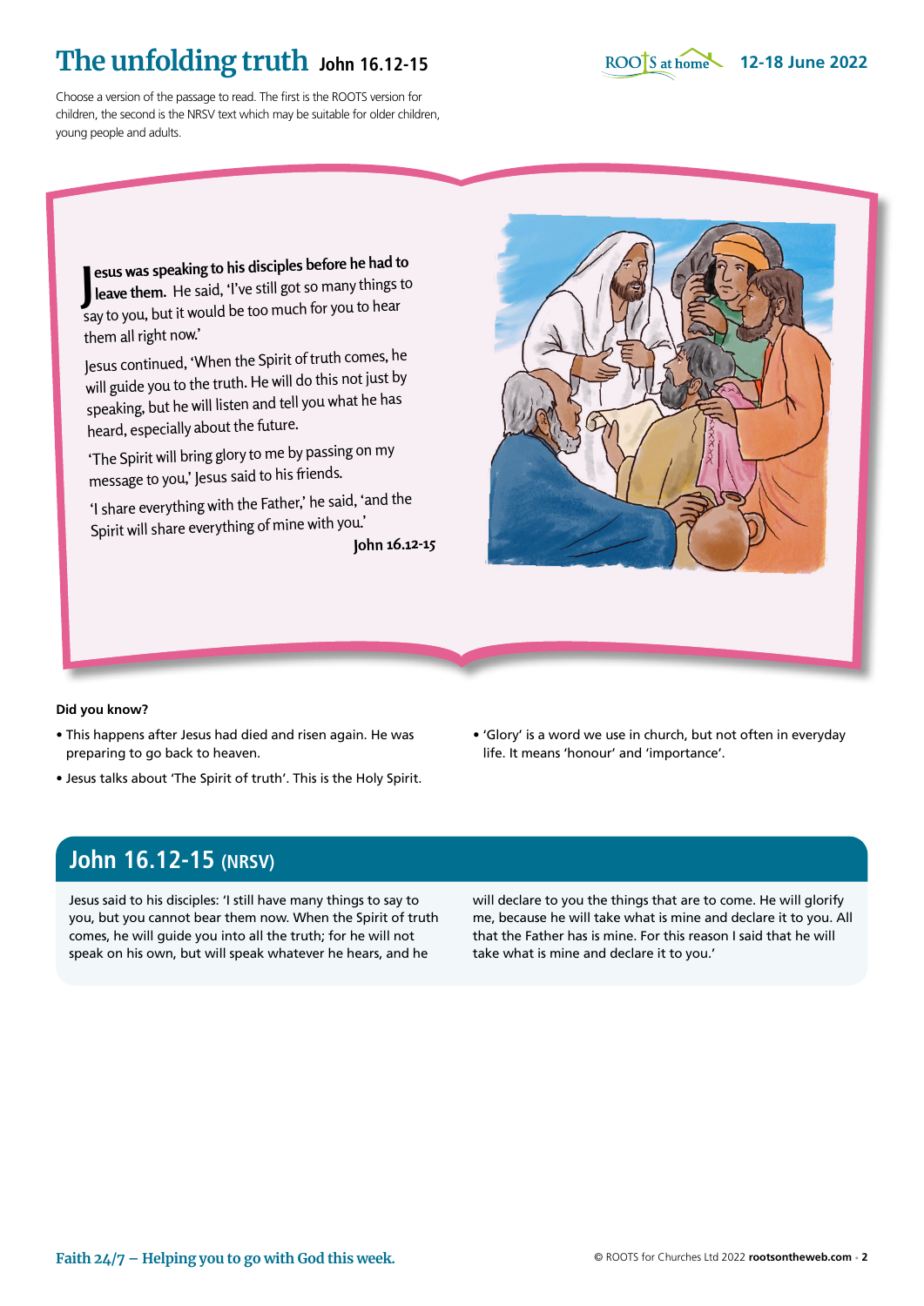# The unfolding truth John 16.12-15

12-18 June 2022

Choose a version of the passage to read. The first is the ROOTS version for children, the second is the NRSV text which may be suitable for older children, young people and adults.

**Jesus was speaking to his disciples before he had to leave them.** He said, 'I've still got so many things to say to you, but it would be too much for you to hear them all right now.'

Jesus continued, 'When the Spirit of truth comes, he will guide you to the truth. He will do this not just by speaking, but he will listen and tell you what he has heard, especially about the future.

'The Spirit will bring glory to me by passing on my message to you,' Jesus said to his friends.

'I share everything with the Father,' he said, 'and the Spirit will share everything of mine with you.'

**John 16.12-15**

**Did you know?**

- This happens after Jesus had died and risen again. He was preparing to go back to heaven.
- Jesus talks about 'The Spirit of truth'. This is the Holy Spirit.
- 'Glory' is a word we use in church, but not often in everyday life. It means 'honour' and 'importance'.

## John 16.12-15 (NRSV)

Jesus said to his disciples: 'I still have many things to say to you, but you cannot bear them now. When the Spirit of truth comes, he will guide you into all the truth; for he will not speak on his own, but will speak whatever he hears, and he will declare to you the things that are to come. He will glorify me, because he will take what is mine and declare it to you. All that the Father has is mine. For this reason I said that he will take what is mine and declare it to you.'

**Faith 24/7 – Helping you to go with God this week.**

© ROOTS for Churches Ltd 2022 **rootsontheweb.com**